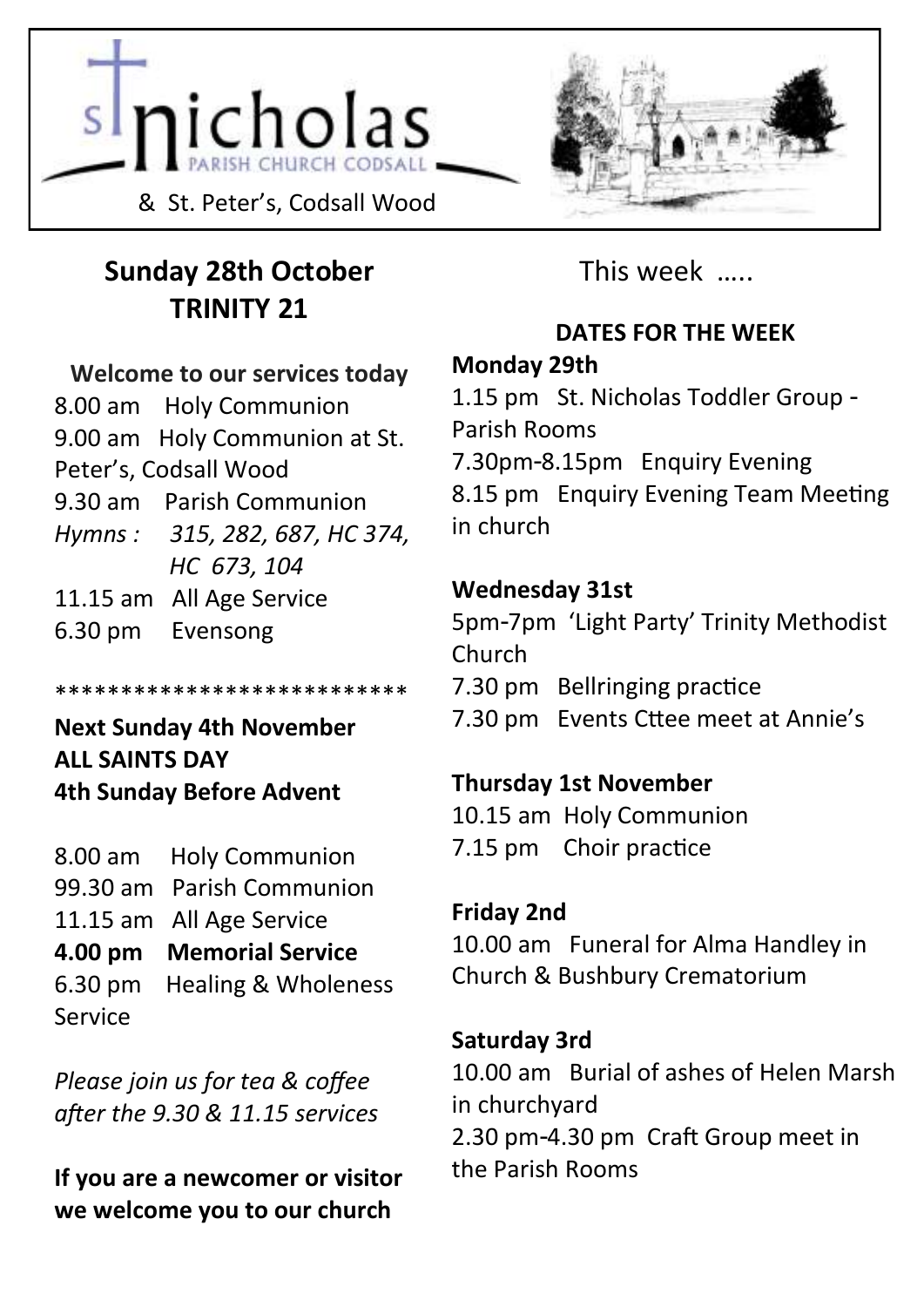# St Nicholas Parish Church Codsall

& St. Peter's, Codsall Wood

## Sunday 28th October
## TRINITY 21

**Welcome to our services today**

8.00 am Holy Communion
9.00 am Holy Communion at St. Peter's, Codsall Wood
9.30 am Parish Communion
*Hymns : 315, 282, 687, HC 374, HC 673, 104*
11.15 am All Age Service
6.30 pm Evensong

***************************

**Next Sunday 4th November**
**ALL SAINTS DAY**
**4th Sunday Before Advent**

8.00 am Holy Communion
99.30 am Parish Communion
11.15 am All Age Service
**4.00 pm Memorial Service**
6.30 pm Healing & Wholeness Service

*Please join us for tea & coffee after the 9.30 & 11.15 services*

**If you are a newcomer or visitor we welcome you to our church**

## This week …..

### DATES FOR THE WEEK

**Monday 29th**
1.15 pm St. Nicholas Toddler Group - Parish Rooms
7.30pm-8.15pm Enquiry Evening
8.15 pm Enquiry Evening Team Meeting in church

**Wednesday 31st**
5pm-7pm 'Light Party' Trinity Methodist Church
7.30 pm Bellringing practice
7.30 pm Events Cttee meet at Annie's

**Thursday 1st November**
10.15 am Holy Communion
7.15 pm Choir practice

**Friday 2nd**
10.00 am Funeral for Alma Handley in Church & Bushbury Crematorium

**Saturday 3rd**
10.00 am Burial of ashes of Helen Marsh in churchyard
2.30 pm-4.30 pm Craft Group meet in the Parish Rooms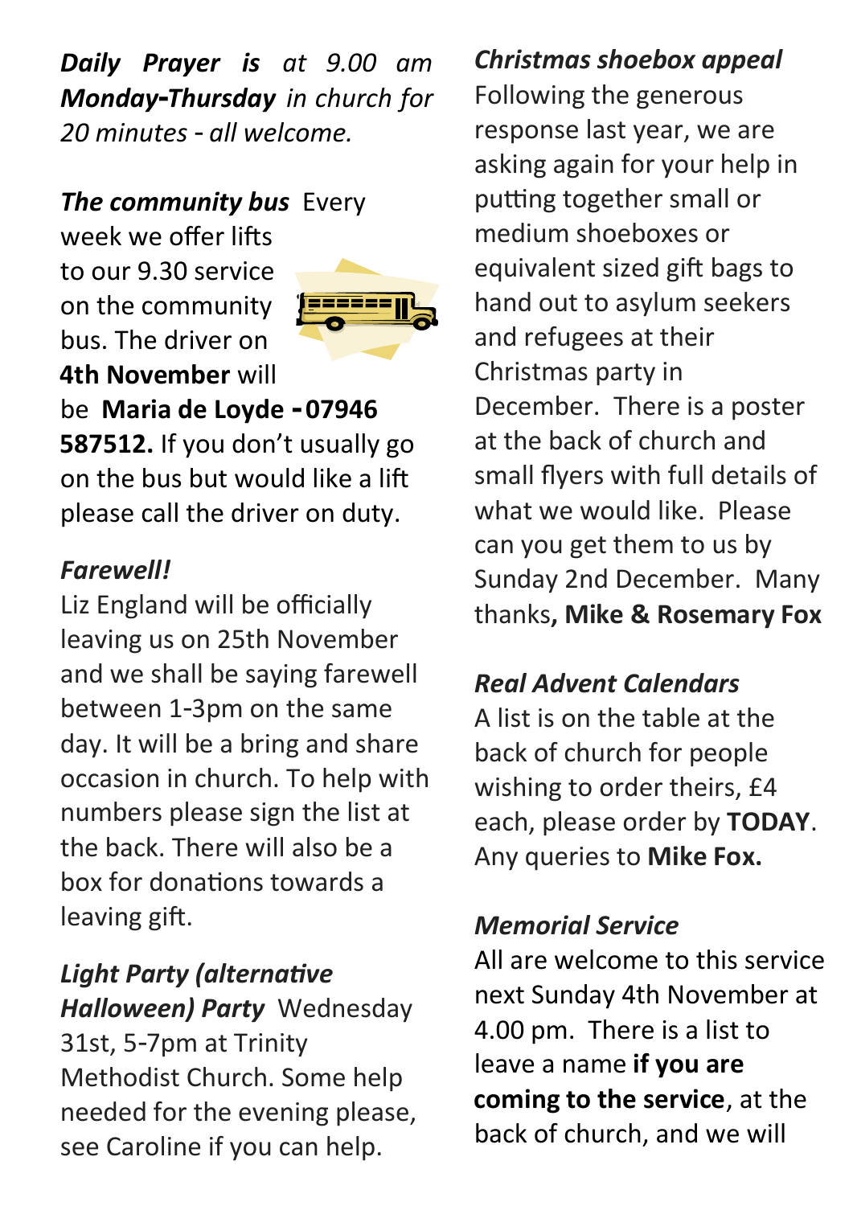***Daily Prayer is** at 9.00 am **Monday-Thursday** in church for 20 minutes - all welcome.*

***The community bus*** Every week we offer lifts to our 9.30 service on the community bus. The driver on **4th November** will be **Maria de Loyde - 07946 587512.** If you don't usually go on the bus but would like a lift please call the driver on duty.

***Farewell!***

Liz England will be officially leaving us on 25th November and we shall be saying farewell between 1-3pm on the same day. It will be a bring and share occasion in church. To help with numbers please sign the list at the back. There will also be a box for donations towards a leaving gift.

***Light Party (alternative Halloween) Party*** Wednesday 31st, 5-7pm at Trinity Methodist Church. Some help needed for the evening please, see Caroline if you can help.

***Christmas shoebox appeal***

Following the generous response last year, we are asking again for your help in putting together small or medium shoeboxes or equivalent sized gift bags to hand out to asylum seekers and refugees at their Christmas party in December. There is a poster at the back of church and small flyers with full details of what we would like. Please can you get them to us by Sunday 2nd December. Many thanks**, Mike & Rosemary Fox**

***Real Advent Calendars***

A list is on the table at the back of church for people wishing to order theirs, £4 each, please order by **TODAY**. Any queries to **Mike Fox.**

***Memorial Service***

All are welcome to this service next Sunday 4th November at 4.00 pm. There is a list to leave a name **if you are coming to the service**, at the back of church, and we will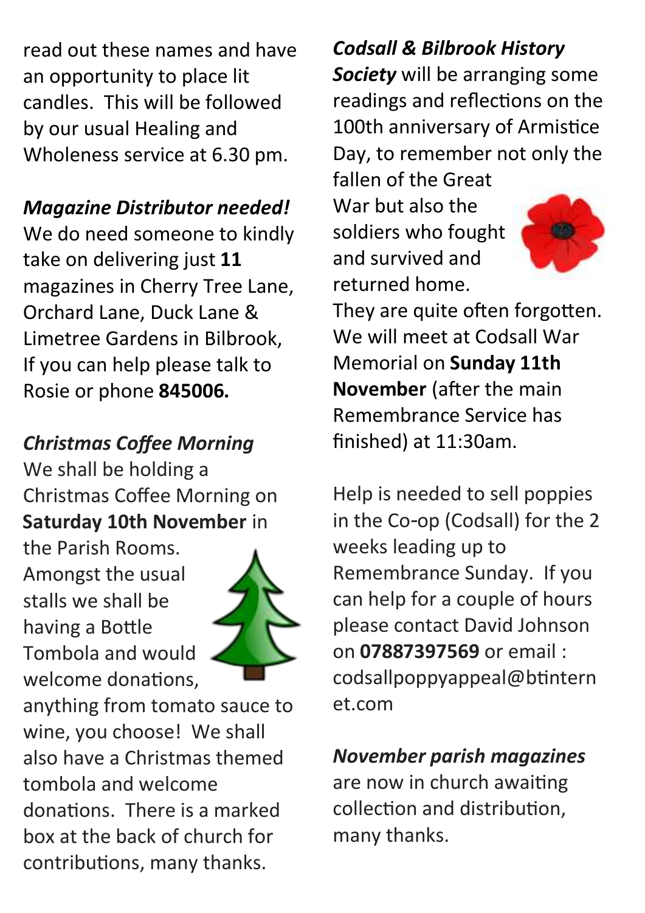read out these names and have an opportunity to place lit candles. This will be followed by our usual Healing and Wholeness service at 6.30 pm.

***Magazine Distributor needed!***
We do need someone to kindly take on delivering just **11** magazines in Cherry Tree Lane, Orchard Lane, Duck Lane & Limetree Gardens in Bilbrook, If you can help please talk to Rosie or phone **845006.**

***Christmas Coffee Morning***
We shall be holding a Christmas Coffee Morning on **Saturday 10th November** in the Parish Rooms. Amongst the usual stalls we shall be having a Bottle Tombola and would welcome donations, anything from tomato sauce to wine, you choose! We shall also have a Christmas themed tombola and welcome donations. There is a marked box at the back of church for contributions, many thanks.

***Codsall & Bilbrook History Society*** will be arranging some readings and reflections on the 100th anniversary of Armistice Day, to remember not only the fallen of the Great War but also the soldiers who fought and survived and returned home. They are quite often forgotten. We will meet at Codsall War Memorial on **Sunday 11th November** (after the main Remembrance Service has finished) at 11:30am.

Help is needed to sell poppies in the Co-op (Codsall) for the 2 weeks leading up to Remembrance Sunday. If you can help for a couple of hours please contact David Johnson on **07887397569** or email : codsallpoppyappeal@btinternet.com

***November parish magazines*** are now in church awaiting collection and distribution, many thanks.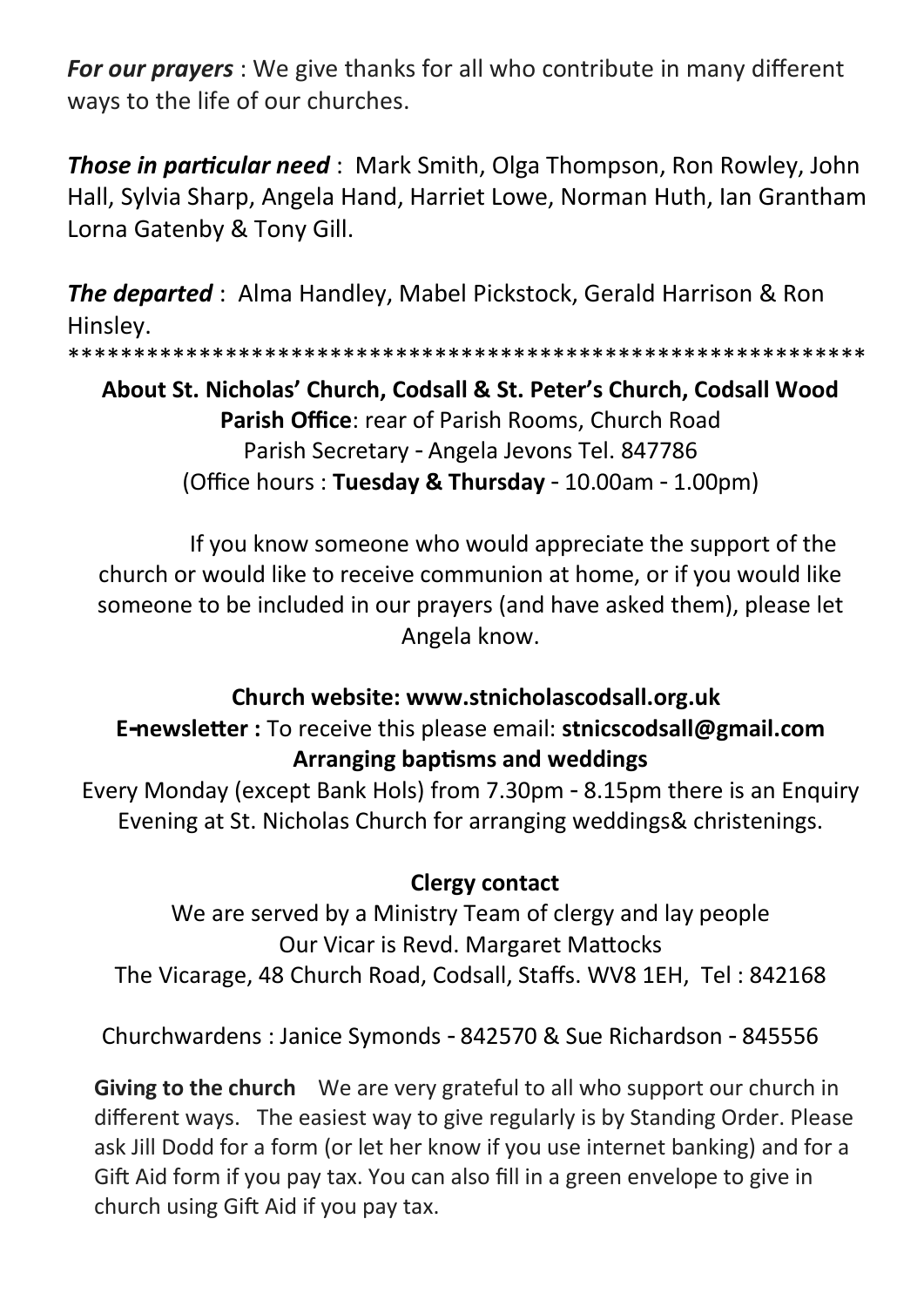***For our prayers*** : We give thanks for all who contribute in many different ways to the life of our churches.

***Those in particular need*** : Mark Smith, Olga Thompson, Ron Rowley, John Hall, Sylvia Sharp, Angela Hand, Harriet Lowe, Norman Huth, Ian Grantham Lorna Gatenby & Tony Gill.

***The departed*** : Alma Handley, Mabel Pickstock, Gerald Harrison & Ron Hinsley.

************************************************************

**About St. Nicholas' Church, Codsall & St. Peter's Church, Codsall Wood**

**Parish Office**: rear of Parish Rooms, Church Road
Parish Secretary - Angela Jevons Tel. 847786
(Office hours : **Tuesday & Thursday** - 10.00am - 1.00pm)

If you know someone who would appreciate the support of the church or would like to receive communion at home, or if you would like someone to be included in our prayers (and have asked them), please let Angela know.

**Church website: www.stnicholascodsall.org.uk**

**E-newsletter :** To receive this please email: **stnicscodsall@gmail.com**

**Arranging baptisms and weddings**

Every Monday (except Bank Hols) from 7.30pm - 8.15pm there is an Enquiry Evening at St. Nicholas Church for arranging weddings& christenings.

**Clergy contact**

We are served by a Ministry Team of clergy and lay people
Our Vicar is Revd. Margaret Mattocks
The Vicarage, 48 Church Road, Codsall, Staffs. WV8 1EH, Tel : 842168

Churchwardens : Janice Symonds - 842570 & Sue Richardson - 845556

**Giving to the church** We are very grateful to all who support our church in different ways. The easiest way to give regularly is by Standing Order. Please ask Jill Dodd for a form (or let her know if you use internet banking) and for a Gift Aid form if you pay tax. You can also fill in a green envelope to give in church using Gift Aid if you pay tax.